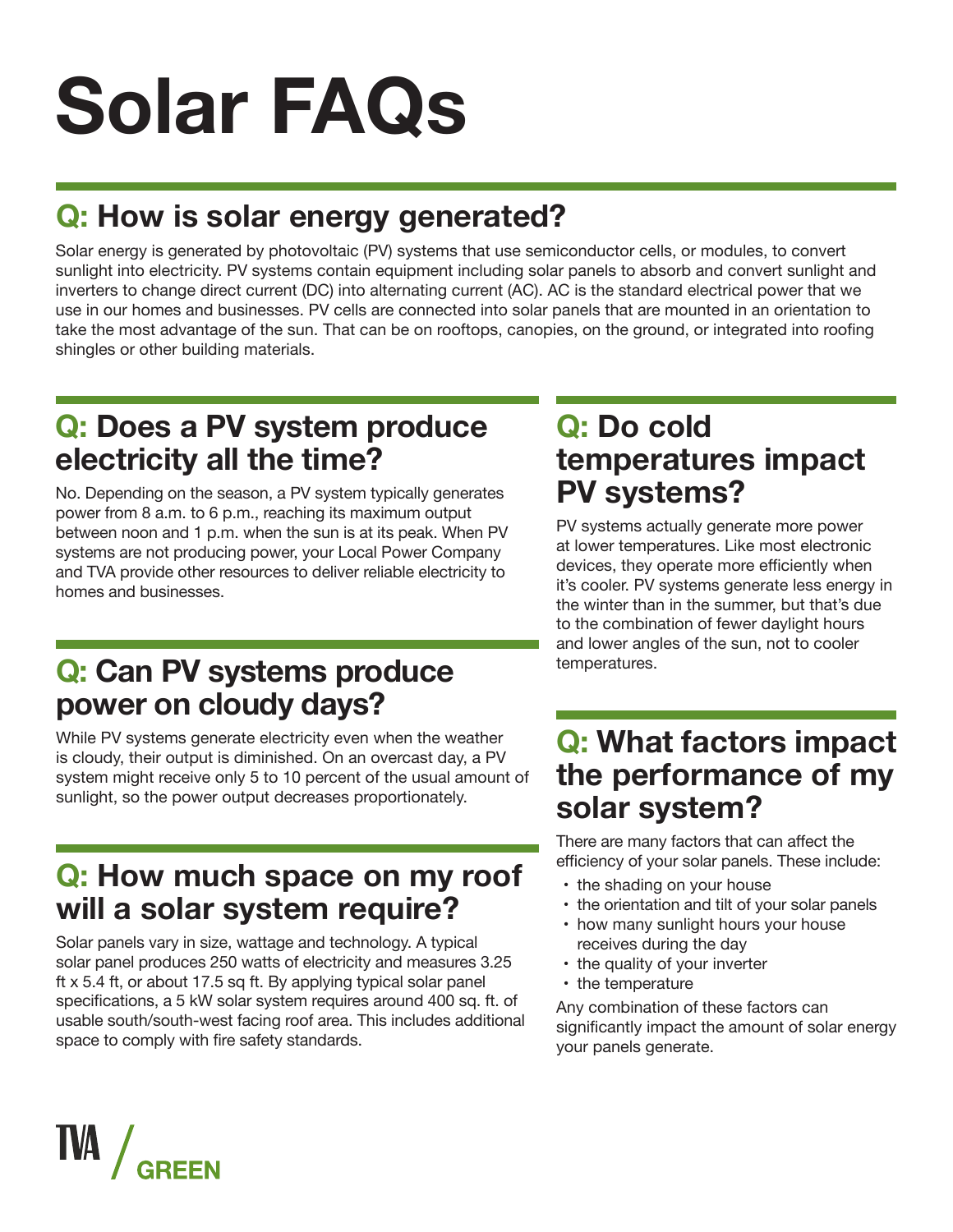# Solar FAQs

## Q: How is solar energy generated?

Solar energy is generated by photovoltaic (PV) systems that use semiconductor cells, or modules, to convert sunlight into electricity. PV systems contain equipment including solar panels to absorb and convert sunlight and inverters to change direct current (DC) into alternating current (AC). AC is the standard electrical power that we use in our homes and businesses. PV cells are connected into solar panels that are mounted in an orientation to take the most advantage of the sun. That can be on rooftops, canopies, on the ground, or integrated into roofing shingles or other building materials.

## Q: Does a PV system produce electricity all the time?

No. Depending on the season, a PV system typically generates power from 8 a.m. to 6 p.m., reaching its maximum output between noon and 1 p.m. when the sun is at its peak. When PV systems are not producing power, your Local Power Company and TVA provide other resources to deliver reliable electricity to homes and businesses.

## Q: Can PV systems produce power on cloudy days?

While PV systems generate electricity even when the weather is cloudy, their output is diminished. On an overcast day, a PV system might receive only 5 to 10 percent of the usual amount of sunlight, so the power output decreases proportionately.

## Q: How much space on my roof will a solar system require?

Solar panels vary in size, wattage and technology. A typical solar panel produces 250 watts of electricity and measures 3.25 ft x 5.4 ft, or about 17.5 sq ft. By applying typical solar panel specifications, a 5 kW solar system requires around 400 sq. ft. of usable south/south-west facing roof area. This includes additional space to comply with fire safety standards.

## Q: Do cold temperatures impact PV systems?

PV systems actually generate more power at lower temperatures. Like most electronic devices, they operate more efficiently when it's cooler. PV systems generate less energy in the winter than in the summer, but that's due to the combination of fewer daylight hours and lower angles of the sun, not to cooler temperatures.

## Q: What factors impact the performance of my solar system?

There are many factors that can affect the efficiency of your solar panels. These include:

- the shading on your house
- the orientation and tilt of your solar panels
- how many sunlight hours your house receives during the day
- the quality of your inverter
- the temperature

Any combination of these factors can significantly impact the amount of solar energy your panels generate.

TVA / GREEN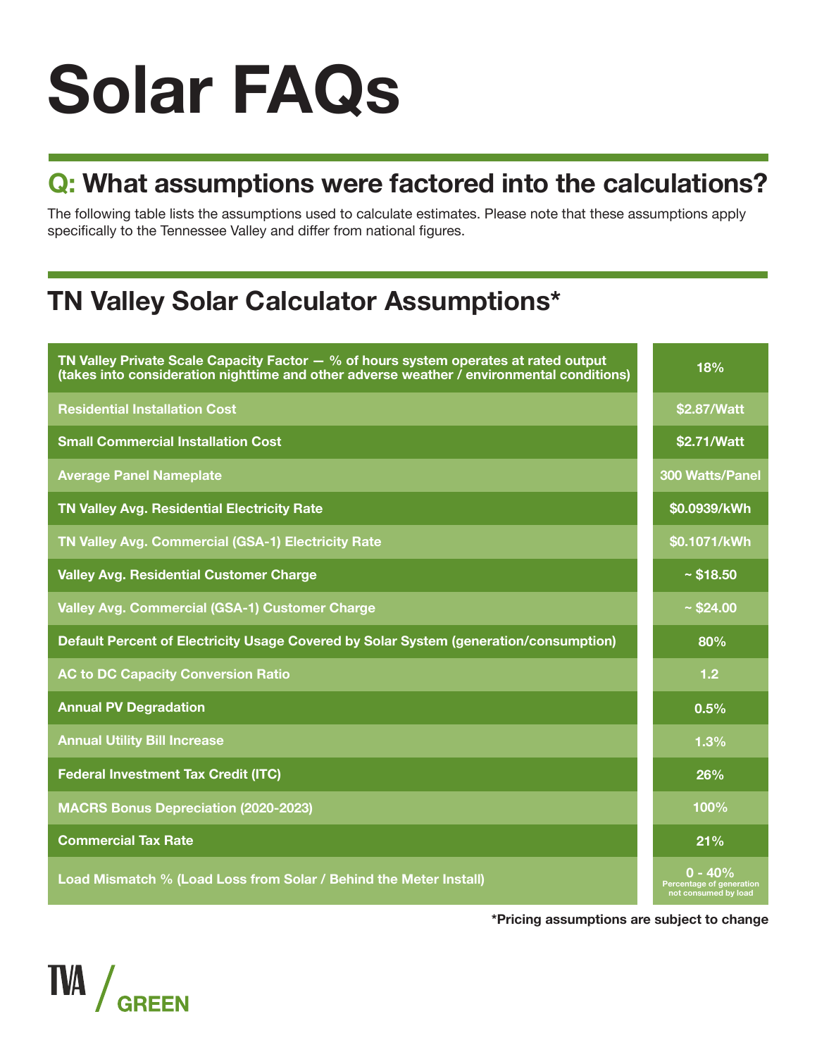# Solar FAQs

## Q: What assumptions were factored into the calculations?

The following table lists the assumptions used to calculate estimates. Please note that these assumptions apply specifically to the Tennessee Valley and differ from national figures.

## TN Valley Solar Calculator Assumptions*

| Assumption | Value |
|---|---|
| TN Valley Private Scale Capacity Factor — % of hours system operates at rated output (takes into consideration nighttime and other adverse weather / environmental conditions) | 18% |
| Residential Installation Cost | $2.87/Watt |
| Small Commercial Installation Cost | $2.71/Watt |
| Average Panel Nameplate | 300 Watts/Panel |
| TN Valley Avg. Residential Electricity Rate | $0.0939/kWh |
| TN Valley Avg. Commercial (GSA-1) Electricity Rate | $0.1071/kWh |
| Valley Avg. Residential Customer Charge | ~ $18.50 |
| Valley Avg. Commercial (GSA-1) Customer Charge | ~ $24.00 |
| Default Percent of Electricity Usage Covered by Solar System (generation/consumption) | 80% |
| AC to DC Capacity Conversion Ratio | 1.2 |
| Annual PV Degradation | 0.5% |
| Annual Utility Bill Increase | 1.3% |
| Federal Investment Tax Credit (ITC) | 26% |
| MACRS Bonus Depreciation (2020-2023) | 100% |
| Commercial Tax Rate | 21% |
| Load Mismatch % (Load Loss from Solar / Behind the Meter Install) | 0 - 40% Percentage of generation not consumed by load |

***Pricing assumptions are subject to change**

TVA / GREEN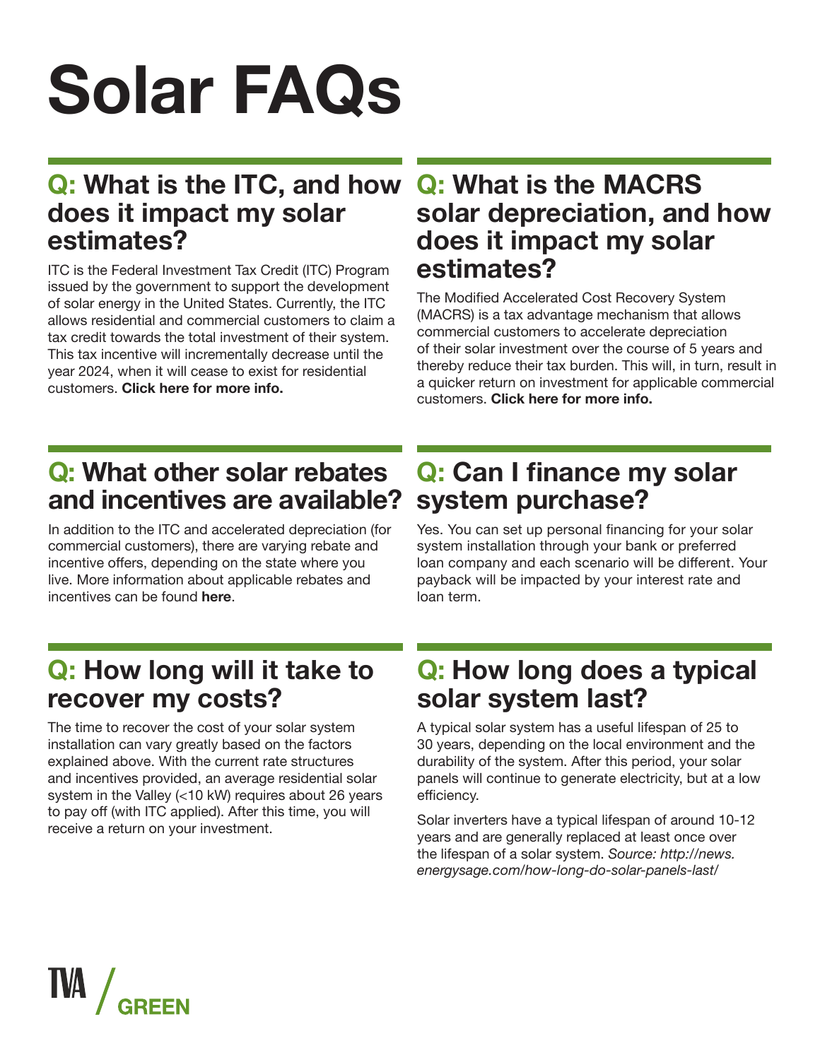# Solar FAQs

## Q: What is the ITC, and how does it impact my solar estimates?

ITC is the Federal Investment Tax Credit (ITC) Program issued by the government to support the development of solar energy in the United States. Currently, the ITC allows residential and commercial customers to claim a tax credit towards the total investment of their system. This tax incentive will incrementally decrease until the year 2024, when it will cease to exist for residential customers. **Click here for more info.**

## Q: What is the MACRS solar depreciation, and how does it impact my solar estimates?

The Modified Accelerated Cost Recovery System (MACRS) is a tax advantage mechanism that allows commercial customers to accelerate depreciation of their solar investment over the course of 5 years and thereby reduce their tax burden. This will, in turn, result in a quicker return on investment for applicable commercial customers. **Click here for more info.**

## Q: What other solar rebates and incentives are available?

In addition to the ITC and accelerated depreciation (for commercial customers), there are varying rebate and incentive offers, depending on the state where you live. More information about applicable rebates and incentives can be found **here**.

## Q: Can I finance my solar system purchase?

Yes. You can set up personal financing for your solar system installation through your bank or preferred loan company and each scenario will be different. Your payback will be impacted by your interest rate and loan term.

## Q: How long will it take to recover my costs?

The time to recover the cost of your solar system installation can vary greatly based on the factors explained above. With the current rate structures and incentives provided, an average residential solar system in the Valley (<10 kW) requires about 26 years to pay off (with ITC applied). After this time, you will receive a return on your investment.

## Q: How long does a typical solar system last?

A typical solar system has a useful lifespan of 25 to 30 years, depending on the local environment and the durability of the system. After this period, your solar panels will continue to generate electricity, but at a low efficiency.

Solar inverters have a typical lifespan of around 10-12 years and are generally replaced at least once over the lifespan of a solar system. *Source: http://news.energysage.com/how-long-do-solar-panels-last/*

TVA / GREEN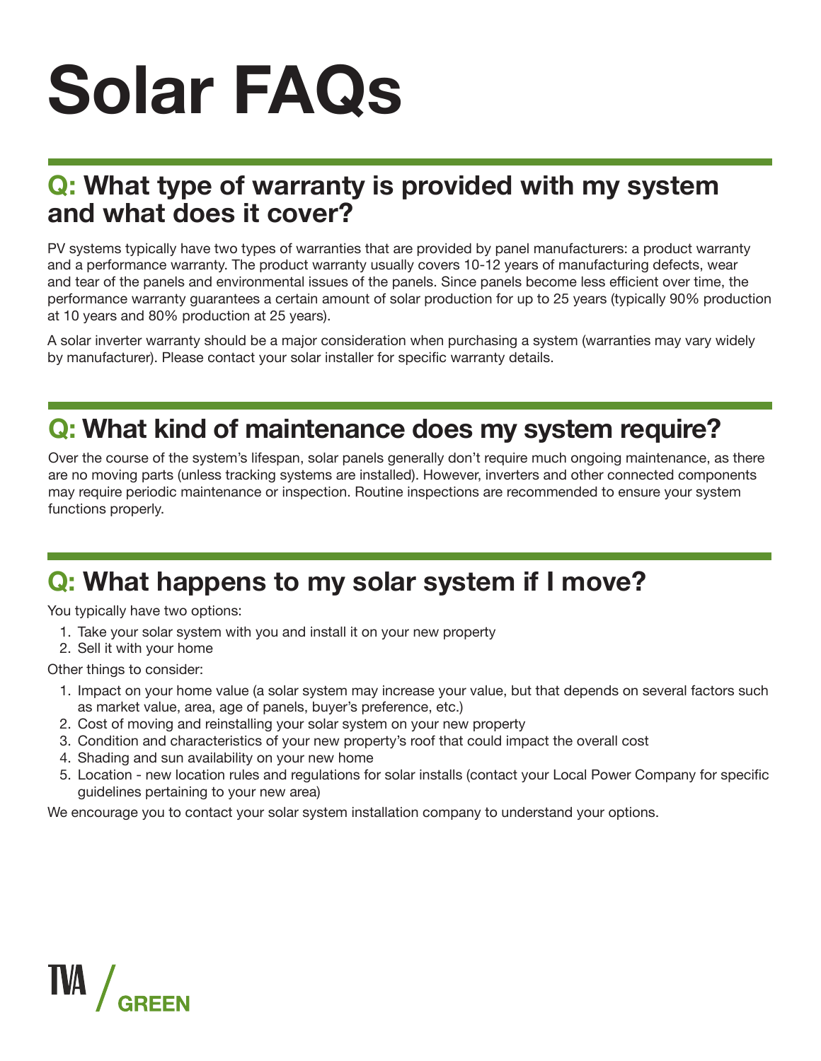# Solar FAQs

## Q: What type of warranty is provided with my system and what does it cover?

PV systems typically have two types of warranties that are provided by panel manufacturers: a product warranty and a performance warranty. The product warranty usually covers 10-12 years of manufacturing defects, wear and tear of the panels and environmental issues of the panels. Since panels become less efficient over time, the performance warranty guarantees a certain amount of solar production for up to 25 years (typically 90% production at 10 years and 80% production at 25 years).

A solar inverter warranty should be a major consideration when purchasing a system (warranties may vary widely by manufacturer). Please contact your solar installer for specific warranty details.

## Q: What kind of maintenance does my system require?

Over the course of the system's lifespan, solar panels generally don't require much ongoing maintenance, as there are no moving parts (unless tracking systems are installed). However, inverters and other connected components may require periodic maintenance or inspection. Routine inspections are recommended to ensure your system functions properly.

## Q: What happens to my solar system if I move?

You typically have two options:

1. Take your solar system with you and install it on your new property
2. Sell it with your home

Other things to consider:

1. Impact on your home value (a solar system may increase your value, but that depends on several factors such as market value, area, age of panels, buyer's preference, etc.)
2. Cost of moving and reinstalling your solar system on your new property
3. Condition and characteristics of your new property's roof that could impact the overall cost
4. Shading and sun availability on your new home
5. Location - new location rules and regulations for solar installs (contact your Local Power Company for specific guidelines pertaining to your new area)

We encourage you to contact your solar system installation company to understand your options.

TVA / GREEN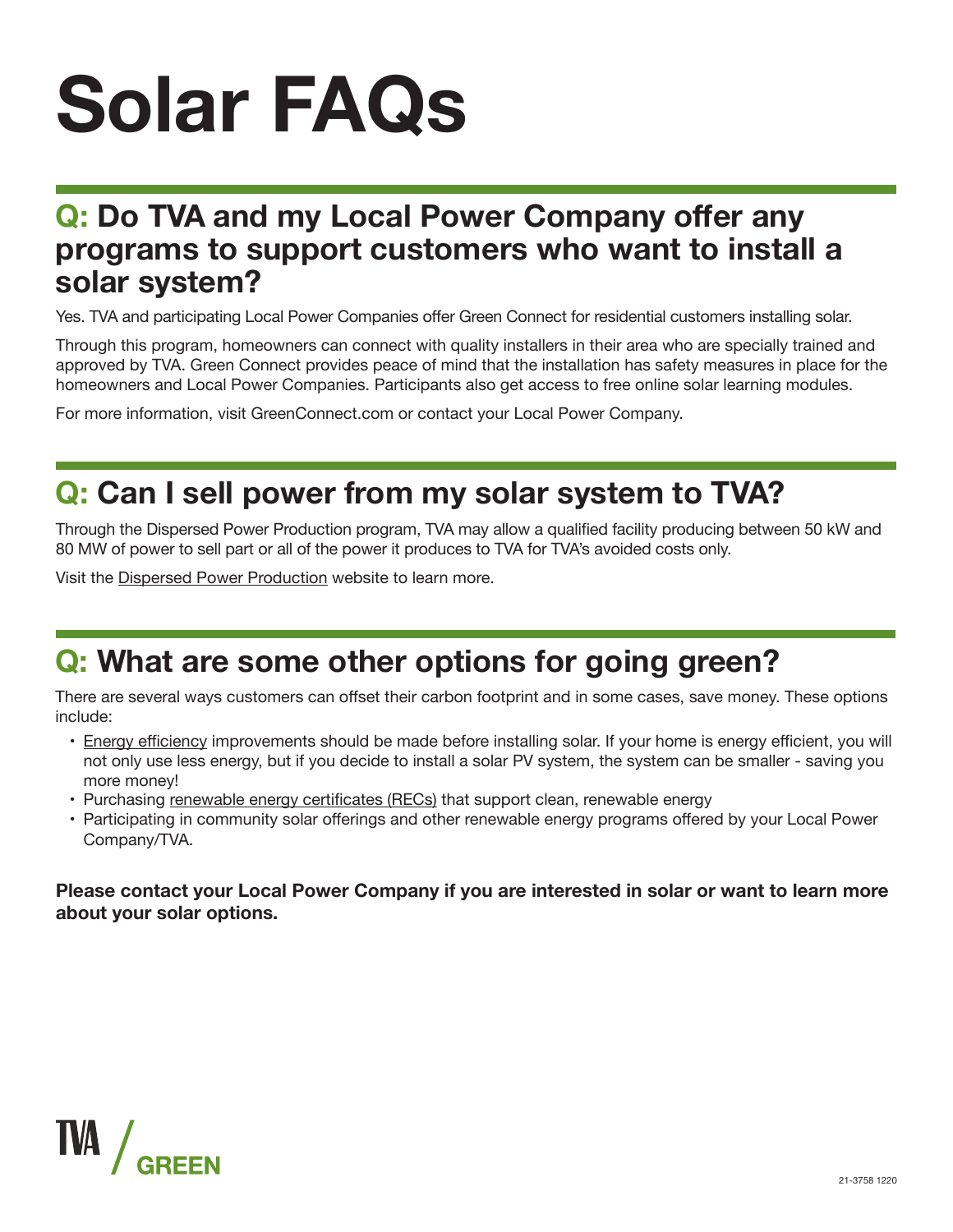# Solar FAQs

## Q: Do TVA and my Local Power Company offer any programs to support customers who want to install a solar system?

Yes. TVA and participating Local Power Companies offer Green Connect for residential customers installing solar.

Through this program, homeowners can connect with quality installers in their area who are specially trained and approved by TVA. Green Connect provides peace of mind that the installation has safety measures in place for the homeowners and Local Power Companies. Participants also get access to free online solar learning modules.

For more information, visit GreenConnect.com or contact your Local Power Company.

## Q: Can I sell power from my solar system to TVA?

Through the Dispersed Power Production program, TVA may allow a qualified facility producing between 50 kW and 80 MW of power to sell part or all of the power it produces to TVA for TVA's avoided costs only.

Visit the Dispersed Power Production website to learn more.

## Q: What are some other options for going green?

There are several ways customers can offset their carbon footprint and in some cases, save money. These options include:

- Energy efficiency improvements should be made before installing solar. If your home is energy efficient, you will not only use less energy, but if you decide to install a solar PV system, the system can be smaller - saving you more money!
- Purchasing renewable energy certificates (RECs) that support clean, renewable energy
- Participating in community solar offerings and other renewable energy programs offered by your Local Power Company/TVA.

**Please contact your Local Power Company if you are interested in solar or want to learn more about your solar options.**

TVA / GREEN

21-3758 1220